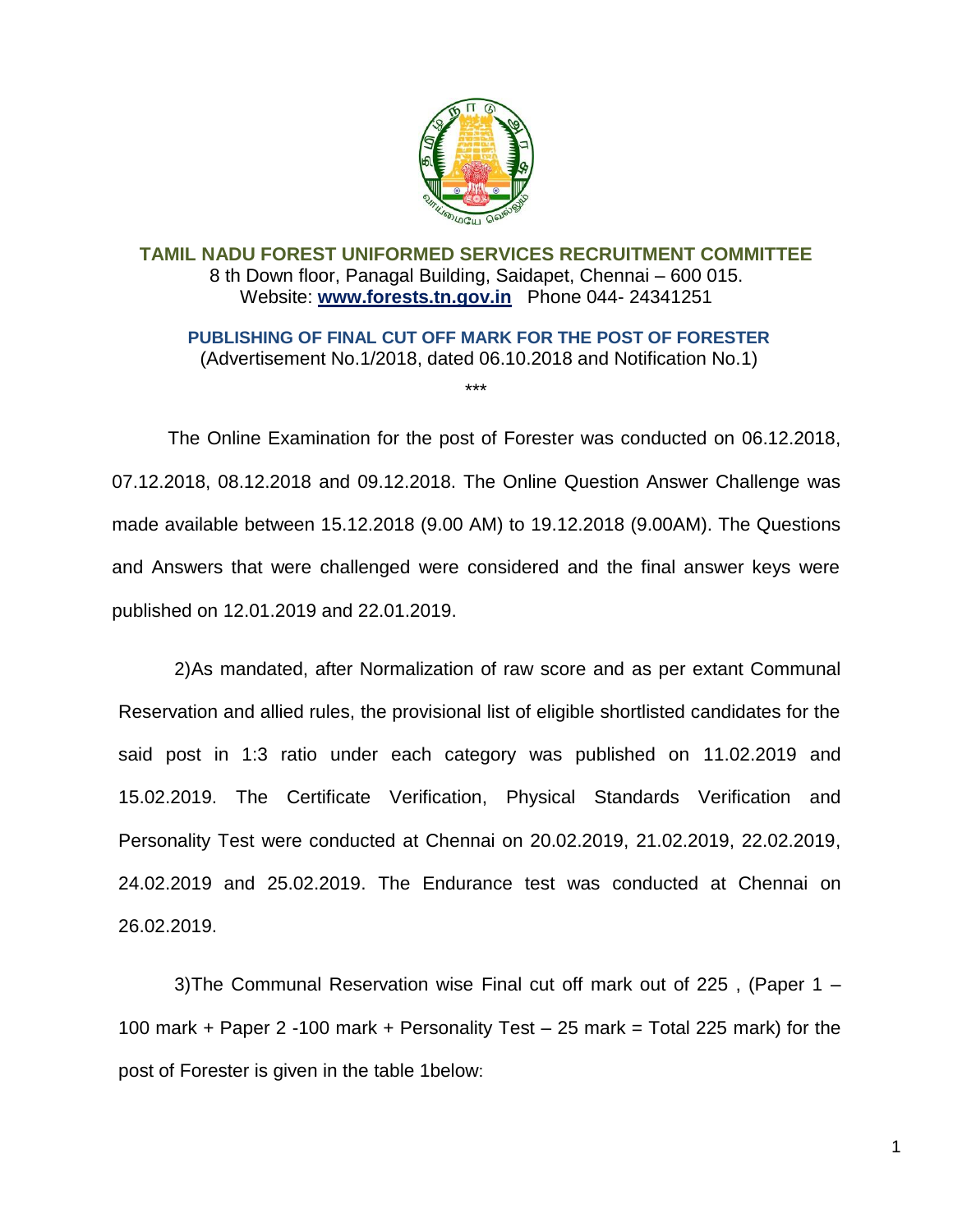# TAMIL NADU FOREST UNIFORMED SERVICES RECRUITMENT COMMITTEE

8 th Down floor, Panagal Building, Saidapet, Chennai – 600 015.
Website: **www.forests.tn.gov.in** Phone 044- 24341251

## PUBLISHING OF FINAL CUT OFF MARK FOR THE POST OF FORESTER

(Advertisement No.1/2018, dated 06.10.2018 and Notification No.1)

\*\*\*

The Online Examination for the post of Forester was conducted on 06.12.2018, 07.12.2018, 08.12.2018 and 09.12.2018. The Online Question Answer Challenge was made available between 15.12.2018 (9.00 AM) to 19.12.2018 (9.00AM). The Questions and Answers that were challenged were considered and the final answer keys were published on 12.01.2019 and 22.01.2019.

2)As mandated, after Normalization of raw score and as per extant Communal Reservation and allied rules, the provisional list of eligible shortlisted candidates for the said post in 1:3 ratio under each category was published on 11.02.2019 and 15.02.2019. The Certificate Verification, Physical Standards Verification and Personality Test were conducted at Chennai on 20.02.2019, 21.02.2019, 22.02.2019, 24.02.2019 and 25.02.2019. The Endurance test was conducted at Chennai on 26.02.2019.

3)The Communal Reservation wise Final cut off mark out of 225 , (Paper 1 – 100 mark + Paper 2 -100 mark + Personality Test – 25 mark = Total 225 mark) for the post of Forester is given in the table 1below: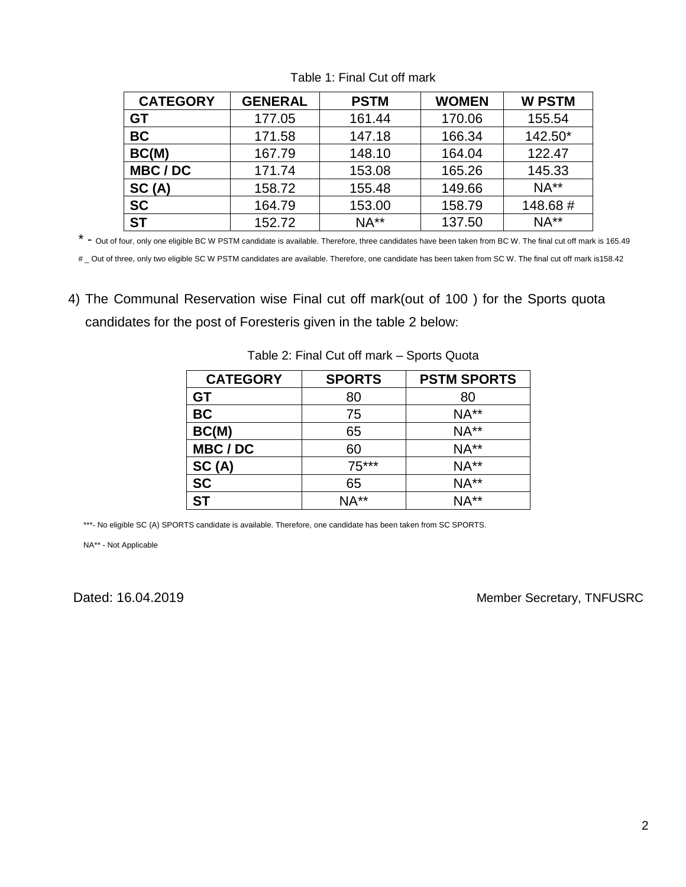Table 1: Final Cut off mark

| CATEGORY | GENERAL | PSTM | WOMEN | W PSTM |
|---|---|---|---|---|
| GT | 177.05 | 161.44 | 170.06 | 155.54 |
| BC | 171.58 | 147.18 | 166.34 | 142.50* |
| BC(M) | 167.79 | 148.10 | 164.04 | 122.47 |
| MBC / DC | 171.74 | 153.08 | 165.26 | 145.33 |
| SC (A) | 158.72 | 155.48 | 149.66 | NA** |
| SC | 164.79 | 153.00 | 158.79 | 148.68 # |
| ST | 152.72 | NA** | 137.50 | NA** |

* - Out of four, only one eligible BC W PSTM candidate is available. Therefore, three candidates have been taken from BC W. The final cut off mark is 165.49

# _ Out of three, only two eligible SC W PSTM candidates are available. Therefore, one candidate has been taken from SC W. The final cut off mark is158.42

4) The Communal Reservation wise Final cut off mark(out of 100 ) for the Sports quota candidates for the post of Foresteris given in the table 2 below:

Table 2: Final Cut off mark – Sports Quota

| CATEGORY | SPORTS | PSTM SPORTS |
|---|---|---|
| GT | 80 | 80 |
| BC | 75 | NA** |
| BC(M) | 65 | NA** |
| MBC / DC | 60 | NA** |
| SC (A) | 75*** | NA** |
| SC | 65 | NA** |
| ST | NA** | NA** |

***- No eligible SC (A) SPORTS candidate is available. Therefore, one candidate has been taken from SC SPORTS.

NA** - Not Applicable

Dated: 16.04.2019

Member Secretary, TNFUSRC